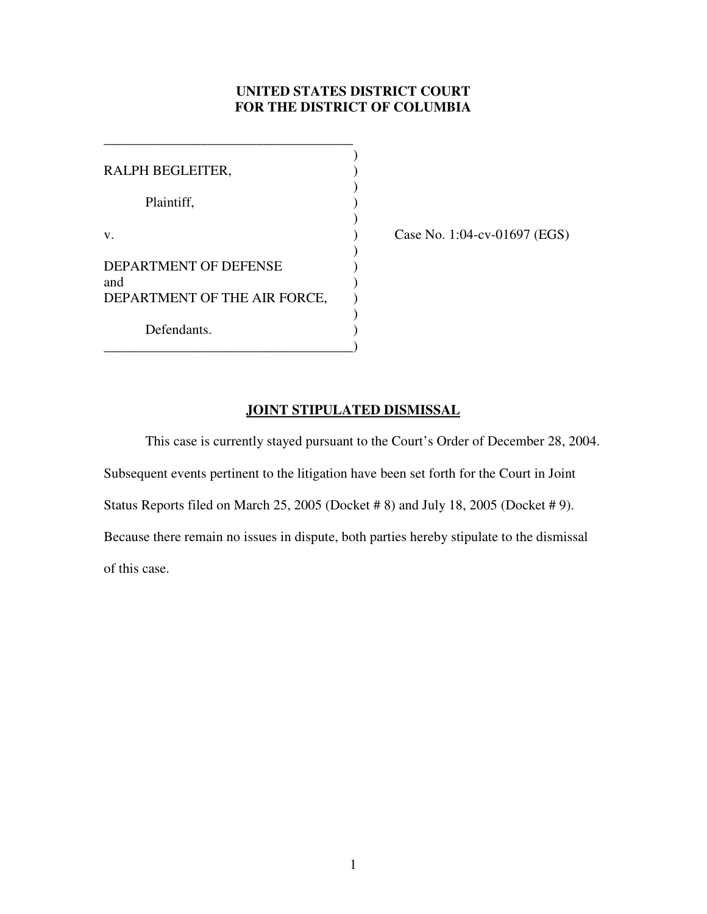**UNITED STATES DISTRICT COURT**
**FOR THE DISTRICT OF COLUMBIA**

| | |
|---|---|
| RALPH BEGLEITER,<br><br>Plaintiff,<br><br>v.<br><br>DEPARTMENT OF DEFENSE<br>and<br>DEPARTMENT OF THE AIR FORCE,<br><br>Defendants. | Case No. 1:04-cv-01697 (EGS) |

## JOINT STIPULATED DISMISSAL

This case is currently stayed pursuant to the Court's Order of December 28, 2004. Subsequent events pertinent to the litigation have been set forth for the Court in Joint Status Reports filed on March 25, 2005 (Docket # 8) and July 18, 2005 (Docket # 9). Because there remain no issues in dispute, both parties hereby stipulate to the dismissal of this case.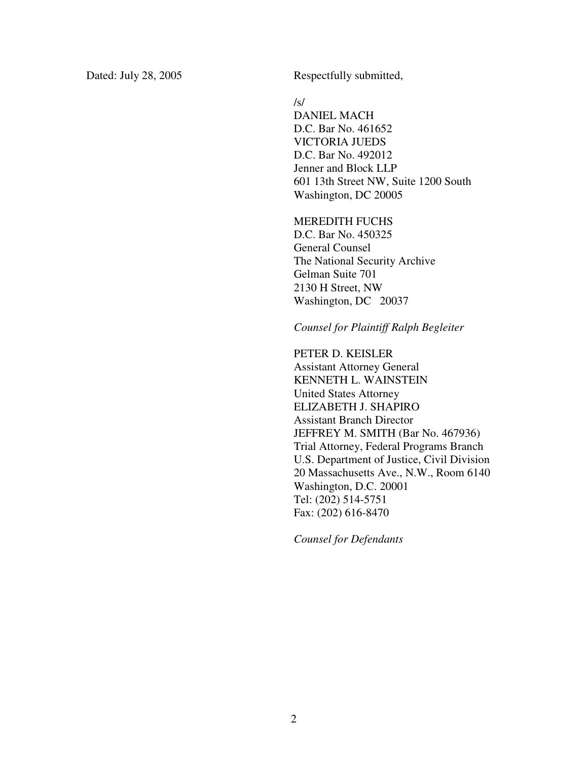Dated: July 28, 2005

Respectfully submitted,

/s/
DANIEL MACH
D.C. Bar No. 461652
VICTORIA JUEDS
D.C. Bar No. 492012
Jenner and Block LLP
601 13th Street NW, Suite 1200 South
Washington, DC 20005

MEREDITH FUCHS
D.C. Bar No. 450325
General Counsel
The National Security Archive
Gelman Suite 701
2130 H Street, NW
Washington, DC 20037

*Counsel for Plaintiff Ralph Begleiter*

PETER D. KEISLER
Assistant Attorney General
KENNETH L. WAINSTEIN
United States Attorney
ELIZABETH J. SHAPIRO
Assistant Branch Director
JEFFREY M. SMITH (Bar No. 467936)
Trial Attorney, Federal Programs Branch
U.S. Department of Justice, Civil Division
20 Massachusetts Ave., N.W., Room 6140
Washington, D.C. 20001
Tel: (202) 514-5751
Fax: (202) 616-8470

*Counsel for Defendants*